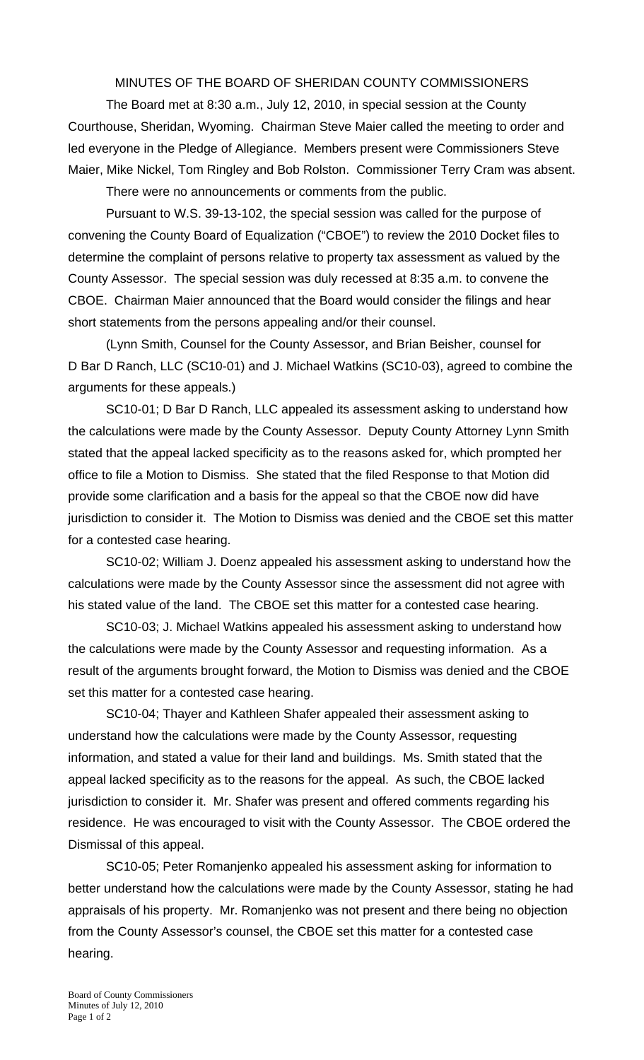# MINUTES OF THE BOARD OF SHERIDAN COUNTY COMMISSIONERS

The Board met at 8:30 a.m., July 12, 2010, in special session at the County Courthouse, Sheridan, Wyoming. Chairman Steve Maier called the meeting to order and led everyone in the Pledge of Allegiance. Members present were Commissioners Steve Maier, Mike Nickel, Tom Ringley and Bob Rolston. Commissioner Terry Cram was absent.

There were no announcements or comments from the public.

Pursuant to W.S. 39-13-102, the special session was called for the purpose of convening the County Board of Equalization ("CBOE") to review the 2010 Docket files to determine the complaint of persons relative to property tax assessment as valued by the County Assessor. The special session was duly recessed at 8:35 a.m. to convene the CBOE. Chairman Maier announced that the Board would consider the filings and hear short statements from the persons appealing and/or their counsel.

(Lynn Smith, Counsel for the County Assessor, and Brian Beisher, counsel for D Bar D Ranch, LLC (SC10-01) and J. Michael Watkins (SC10-03), agreed to combine the arguments for these appeals.)

SC10-01; D Bar D Ranch, LLC appealed its assessment asking to understand how the calculations were made by the County Assessor. Deputy County Attorney Lynn Smith stated that the appeal lacked specificity as to the reasons asked for, which prompted her office to file a Motion to Dismiss. She stated that the filed Response to that Motion did provide some clarification and a basis for the appeal so that the CBOE now did have jurisdiction to consider it. The Motion to Dismiss was denied and the CBOE set this matter for a contested case hearing.

SC10-02; William J. Doenz appealed his assessment asking to understand how the calculations were made by the County Assessor since the assessment did not agree with his stated value of the land. The CBOE set this matter for a contested case hearing.

SC10-03; J. Michael Watkins appealed his assessment asking to understand how the calculations were made by the County Assessor and requesting information. As a result of the arguments brought forward, the Motion to Dismiss was denied and the CBOE set this matter for a contested case hearing.

SC10-04; Thayer and Kathleen Shafer appealed their assessment asking to understand how the calculations were made by the County Assessor, requesting information, and stated a value for their land and buildings. Ms. Smith stated that the appeal lacked specificity as to the reasons for the appeal. As such, the CBOE lacked jurisdiction to consider it. Mr. Shafer was present and offered comments regarding his residence. He was encouraged to visit with the County Assessor. The CBOE ordered the Dismissal of this appeal.

SC10-05; Peter Romanjenko appealed his assessment asking for information to better understand how the calculations were made by the County Assessor, stating he had appraisals of his property. Mr. Romanjenko was not present and there being no objection from the County Assessor's counsel, the CBOE set this matter for a contested case hearing.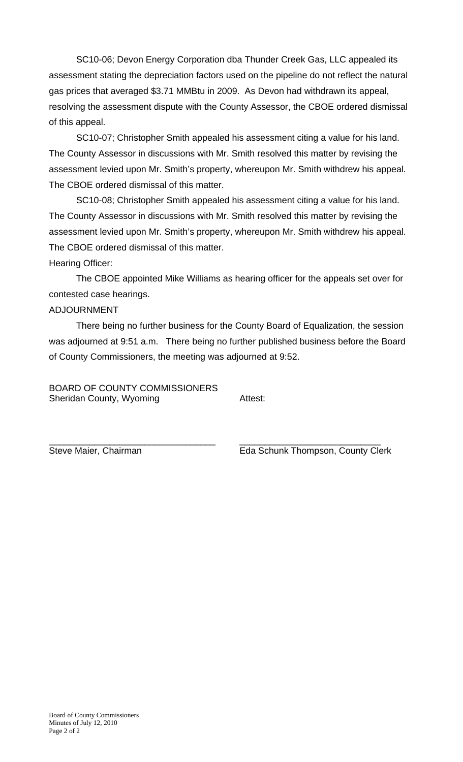SC10-06; Devon Energy Corporation dba Thunder Creek Gas, LLC appealed its assessment stating the depreciation factors used on the pipeline do not reflect the natural gas prices that averaged $3.71 MMBtu in 2009. As Devon had withdrawn its appeal, resolving the assessment dispute with the County Assessor, the CBOE ordered dismissal of this appeal.

SC10-07; Christopher Smith appealed his assessment citing a value for his land. The County Assessor in discussions with Mr. Smith resolved this matter by revising the assessment levied upon Mr. Smith's property, whereupon Mr. Smith withdrew his appeal. The CBOE ordered dismissal of this matter.

SC10-08; Christopher Smith appealed his assessment citing a value for his land. The County Assessor in discussions with Mr. Smith resolved this matter by revising the assessment levied upon Mr. Smith's property, whereupon Mr. Smith withdrew his appeal. The CBOE ordered dismissal of this matter.

Hearing Officer:

The CBOE appointed Mike Williams as hearing officer for the appeals set over for contested case hearings.

ADJOURNMENT

There being no further business for the County Board of Equalization, the session was adjourned at 9:51 a.m. There being no further published business before the Board of County Commissioners, the meeting was adjourned at 9:52.

BOARD OF COUNTY COMMISSIONERS
Sheridan County, Wyoming

Attest:

_________________________________
Steve Maier, Chairman

____________________________
Eda Schunk Thompson, County Clerk

Board of County Commissioners
Minutes of July 12, 2010